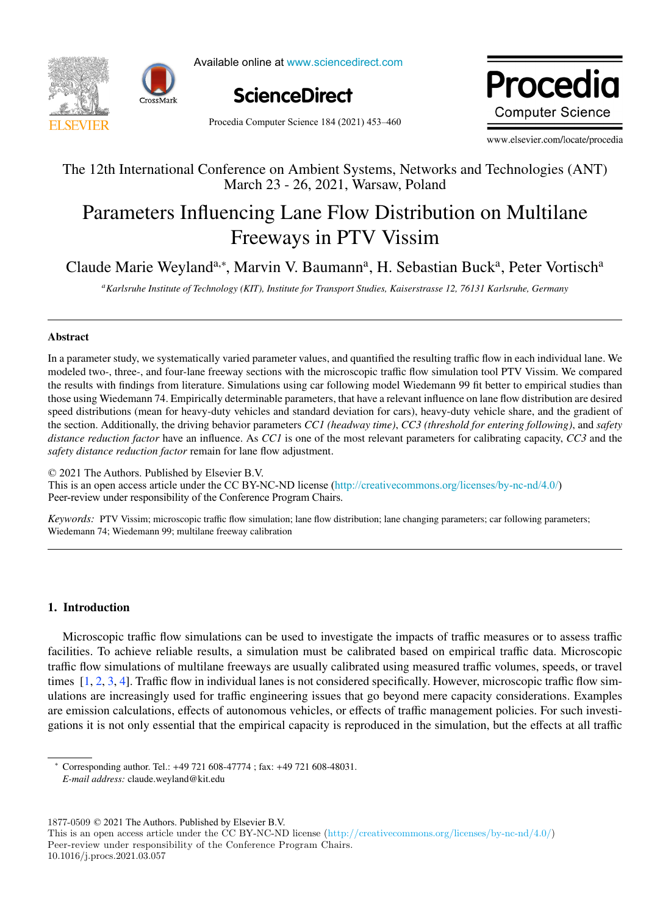Available online at www.sciencedirect.com

ScienceDirect

Procedia Computer Science 184 (2021) 453–460

www.elsevier.com/locate/procedia

The 12th International Conference on Ambient Systems, Networks and Technologies (ANT)
March 23 - 26, 2021, Warsaw, Poland

# Parameters Influencing Lane Flow Distribution on Multilane Freeways in PTV Vissim

Claude Marie Weyland[a,*], Marvin V. Baumann[a], H. Sebastian Buck[a], Peter Vortisch[a]

[a] *Karlsruhe Institute of Technology (KIT), Institute for Transport Studies, Kaiserstrasse 12, 76131 Karlsruhe, Germany*

## Abstract

In a parameter study, we systematically varied parameter values, and quantified the resulting traffic flow in each individual lane. We modeled two-, three-, and four-lane freeway sections with the microscopic traffic flow simulation tool PTV Vissim. We compared the results with findings from literature. Simulations using car following model Wiedemann 99 fit better to empirical studies than those using Wiedemann 74. Empirically determinable parameters, that have a relevant influence on lane flow distribution are desired speed distributions (mean for heavy-duty vehicles and standard deviation for cars), heavy-duty vehicle share, and the gradient of the section. Additionally, the driving behavior parameters *CC1 (headway time)*, *CC3 (threshold for entering following)*, and *safety distance reduction factor* have an influence. As *CC1* is one of the most relevant parameters for calibrating capacity, *CC3* and the *safety distance reduction factor* remain for lane flow adjustment.

© 2021 The Authors. Published by Elsevier B.V.
This is an open access article under the CC BY-NC-ND license (http://creativecommons.org/licenses/by-nc-nd/4.0/)
Peer-review under responsibility of the Conference Program Chairs.

*Keywords:* PTV Vissim; microscopic traffic flow simulation; lane flow distribution; lane changing parameters; car following parameters; Wiedemann 74; Wiedemann 99; multilane freeway calibration

## 1. Introduction

Microscopic traffic flow simulations can be used to investigate the impacts of traffic measures or to assess traffic facilities. To achieve reliable results, a simulation must be calibrated based on empirical traffic data. Microscopic traffic flow simulations of multilane freeways are usually calibrated using measured traffic volumes, speeds, or travel times [1, 2, 3, 4]. Traffic flow in individual lanes is not considered specifically. However, microscopic traffic flow simulations are increasingly used for traffic engineering issues that go beyond mere capacity considerations. Examples are emission calculations, effects of autonomous vehicles, or effects of traffic management policies. For such investigations it is not only essential that the empirical capacity is reproduced in the simulation, but the effects at all traffic

---

* Corresponding author. Tel.: +49 721 608-47774 ; fax: +49 721 608-48031.
*E-mail address:* claude.weyland@kit.edu

1877-0509 © 2021 The Authors. Published by Elsevier B.V.
This is an open access article under the CC BY-NC-ND license (http://creativecommons.org/licenses/by-nc-nd/4.0/)
Peer-review under responsibility of the Conference Program Chairs.
10.1016/j.procs.2021.03.057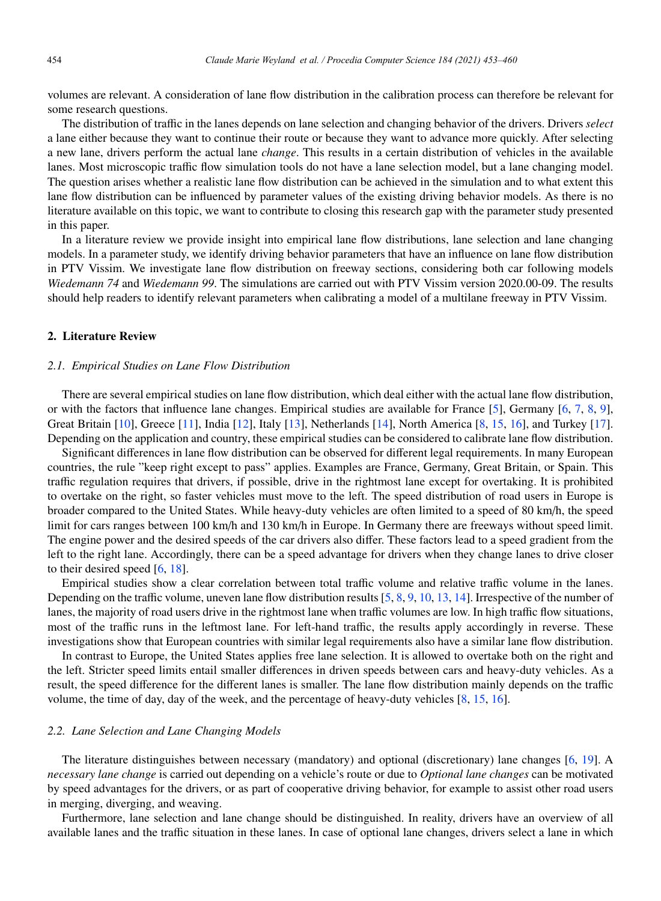volumes are relevant. A consideration of lane flow distribution in the calibration process can therefore be relevant for some research questions.

The distribution of traffic in the lanes depends on lane selection and changing behavior of the drivers. Drivers *select* a lane either because they want to continue their route or because they want to advance more quickly. After selecting a new lane, drivers perform the actual lane *change*. This results in a certain distribution of vehicles in the available lanes. Most microscopic traffic flow simulation tools do not have a lane selection model, but a lane changing model. The question arises whether a realistic lane flow distribution can be achieved in the simulation and to what extent this lane flow distribution can be influenced by parameter values of the existing driving behavior models. As there is no literature available on this topic, we want to contribute to closing this research gap with the parameter study presented in this paper.

In a literature review we provide insight into empirical lane flow distributions, lane selection and lane changing models. In a parameter study, we identify driving behavior parameters that have an influence on lane flow distribution in PTV Vissim. We investigate lane flow distribution on freeway sections, considering both car following models *Wiedemann 74* and *Wiedemann 99*. The simulations are carried out with PTV Vissim version 2020.00-09. The results should help readers to identify relevant parameters when calibrating a model of a multilane freeway in PTV Vissim.

## 2. Literature Review

### 2.1. Empirical Studies on Lane Flow Distribution

There are several empirical studies on lane flow distribution, which deal either with the actual lane flow distribution, or with the factors that influence lane changes. Empirical studies are available for France [5], Germany [6, 7, 8, 9], Great Britain [10], Greece [11], India [12], Italy [13], Netherlands [14], North America [8, 15, 16], and Turkey [17]. Depending on the application and country, these empirical studies can be considered to calibrate lane flow distribution.

Significant differences in lane flow distribution can be observed for different legal requirements. In many European countries, the rule "keep right except to pass" applies. Examples are France, Germany, Great Britain, or Spain. This traffic regulation requires that drivers, if possible, drive in the rightmost lane except for overtaking. It is prohibited to overtake on the right, so faster vehicles must move to the left. The speed distribution of road users in Europe is broader compared to the United States. While heavy-duty vehicles are often limited to a speed of 80 km/h, the speed limit for cars ranges between 100 km/h and 130 km/h in Europe. In Germany there are freeways without speed limit. The engine power and the desired speeds of the car drivers also differ. These factors lead to a speed gradient from the left to the right lane. Accordingly, there can be a speed advantage for drivers when they change lanes to drive closer to their desired speed [6, 18].

Empirical studies show a clear correlation between total traffic volume and relative traffic volume in the lanes. Depending on the traffic volume, uneven lane flow distribution results [5, 8, 9, 10, 13, 14]. Irrespective of the number of lanes, the majority of road users drive in the rightmost lane when traffic volumes are low. In high traffic flow situations, most of the traffic runs in the leftmost lane. For left-hand traffic, the results apply accordingly in reverse. These investigations show that European countries with similar legal requirements also have a similar lane flow distribution.

In contrast to Europe, the United States applies free lane selection. It is allowed to overtake both on the right and the left. Stricter speed limits entail smaller differences in driven speeds between cars and heavy-duty vehicles. As a result, the speed difference for the different lanes is smaller. The lane flow distribution mainly depends on the traffic volume, the time of day, day of the week, and the percentage of heavy-duty vehicles [8, 15, 16].

### 2.2. Lane Selection and Lane Changing Models

The literature distinguishes between necessary (mandatory) and optional (discretionary) lane changes [6, 19]. A *necessary lane change* is carried out depending on a vehicle's route or due to *Optional lane changes* can be motivated by speed advantages for the drivers, or as part of cooperative driving behavior, for example to assist other road users in merging, diverging, and weaving.

Furthermore, lane selection and lane change should be distinguished. In reality, drivers have an overview of all available lanes and the traffic situation in these lanes. In case of optional lane changes, drivers select a lane in which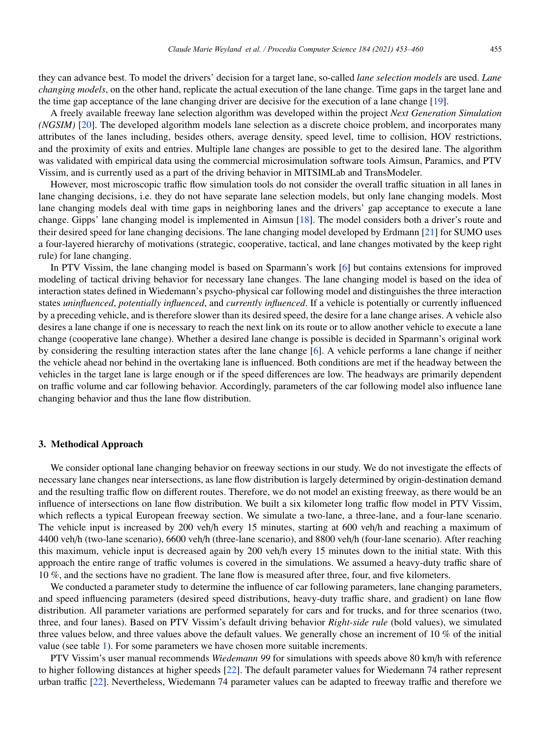they can advance best. To model the drivers' decision for a target lane, so-called *lane selection models* are used. *Lane changing models*, on the other hand, replicate the actual execution of the lane change. Time gaps in the target lane and the time gap acceptance of the lane changing driver are decisive for the execution of a lane change [19].

A freely available freeway lane selection algorithm was developed within the project *Next Generation Simulation (NGSIM)* [20]. The developed algorithm models lane selection as a discrete choice problem, and incorporates many attributes of the lanes including, besides others, average density, speed level, time to collision, HOV restrictions, and the proximity of exits and entries. Multiple lane changes are possible to get to the desired lane. The algorithm was validated with empirical data using the commercial microsimulation software tools Aimsun, Paramics, and PTV Vissim, and is currently used as a part of the driving behavior in MITSIMLab and TransModeler.

However, most microscopic traffic flow simulation tools do not consider the overall traffic situation in all lanes in lane changing decisions, i.e. they do not have separate lane selection models, but only lane changing models. Most lane changing models deal with time gaps in neighboring lanes and the drivers' gap acceptance to execute a lane change. Gipps' lane changing model is implemented in Aimsun [18]. The model considers both a driver's route and their desired speed for lane changing decisions. The lane changing model developed by Erdmann [21] for SUMO uses a four-layered hierarchy of motivations (strategic, cooperative, tactical, and lane changes motivated by the keep right rule) for lane changing.

In PTV Vissim, the lane changing model is based on Sparmann's work [6] but contains extensions for improved modeling of tactical driving behavior for necessary lane changes. The lane changing model is based on the idea of interaction states defined in Wiedemann's psycho-physical car following model and distinguishes the three interaction states *uninfluenced*, *potentially influenced*, and *currently influenced*. If a vehicle is potentially or currently influenced by a preceding vehicle, and is therefore slower than its desired speed, the desire for a lane change arises. A vehicle also desires a lane change if one is necessary to reach the next link on its route or to allow another vehicle to execute a lane change (cooperative lane change). Whether a desired lane change is possible is decided in Sparmann's original work by considering the resulting interaction states after the lane change [6]. A vehicle performs a lane change if neither the vehicle ahead nor behind in the overtaking lane is influenced. Both conditions are met if the headway between the vehicles in the target lane is large enough or if the speed differences are low. The headways are primarily dependent on traffic volume and car following behavior. Accordingly, parameters of the car following model also influence lane changing behavior and thus the lane flow distribution.

## 3. Methodical Approach

We consider optional lane changing behavior on freeway sections in our study. We do not investigate the effects of necessary lane changes near intersections, as lane flow distribution is largely determined by origin-destination demand and the resulting traffic flow on different routes. Therefore, we do not model an existing freeway, as there would be an influence of intersections on lane flow distribution. We built a six kilometer long traffic flow model in PTV Vissim, which reflects a typical European freeway section. We simulate a two-lane, a three-lane, and a four-lane scenario. The vehicle input is increased by 200 veh/h every 15 minutes, starting at 600 veh/h and reaching a maximum of 4400 veh/h (two-lane scenario), 6600 veh/h (three-lane scenario), and 8800 veh/h (four-lane scenario). After reaching this maximum, vehicle input is decreased again by 200 veh/h every 15 minutes down to the initial state. With this approach the entire range of traffic volumes is covered in the simulations. We assumed a heavy-duty traffic share of 10 %, and the sections have no gradient. The lane flow is measured after three, four, and five kilometers.

We conducted a parameter study to determine the influence of car following parameters, lane changing parameters, and speed influencing parameters (desired speed distributions, heavy-duty traffic share, and gradient) on lane flow distribution. All parameter variations are performed separately for cars and for trucks, and for three scenarios (two, three, and four lanes). Based on PTV Vissim's default driving behavior *Right-side rule* (bold values), we simulated three values below, and three values above the default values. We generally chose an increment of 10 % of the initial value (see table 1). For some parameters we have chosen more suitable increments.

PTV Vissim's user manual recommends *Wiedemann 99* for simulations with speeds above 80 km/h with reference to higher following distances at higher speeds [22]. The default parameter values for Wiedemann 74 rather represent urban traffic [22]. Nevertheless, Wiedemann 74 parameter values can be adapted to freeway traffic and therefore we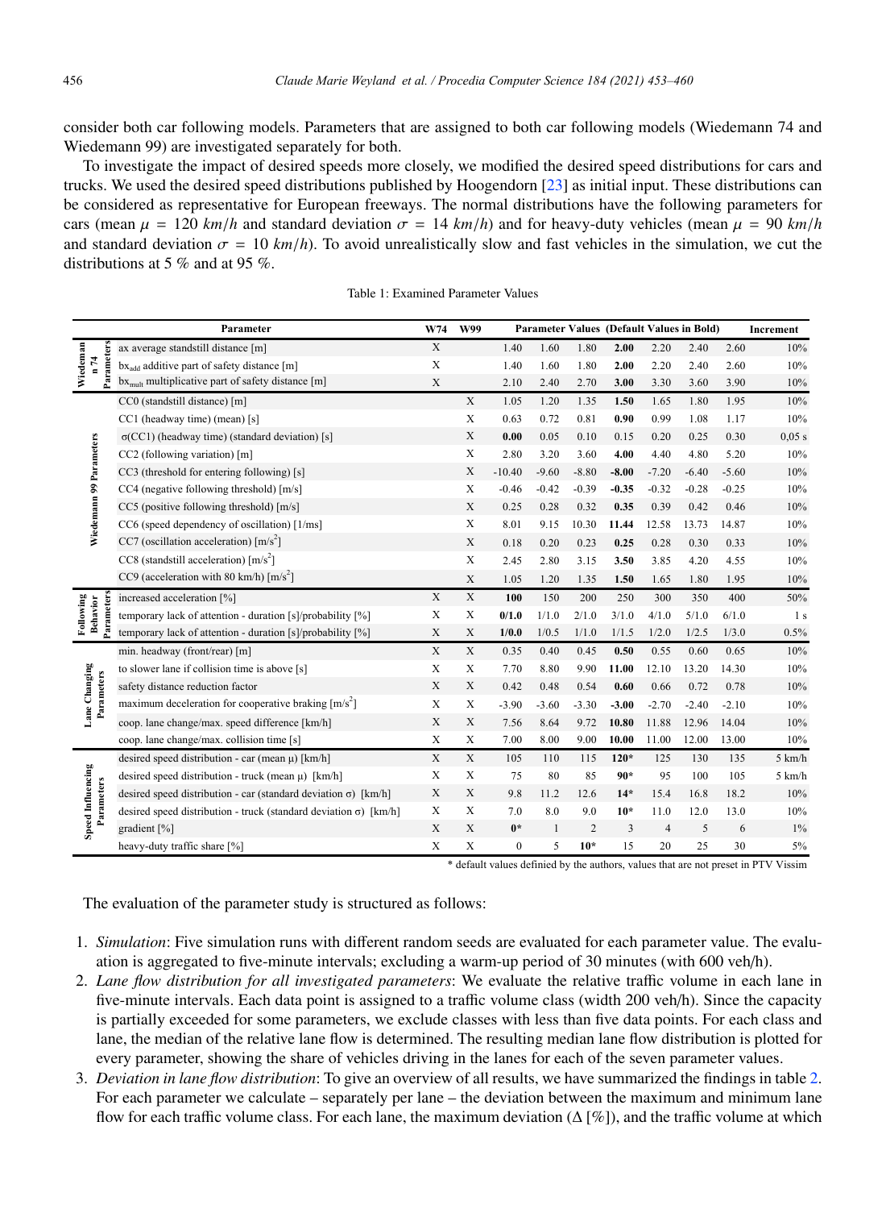consider both car following models. Parameters that are assigned to both car following models (Wiedemann 74 and Wiedemann 99) are investigated separately for both.

To investigate the impact of desired speeds more closely, we modified the desired speed distributions for cars and trucks. We used the desired speed distributions published by Hoogendorn [23] as initial input. These distributions can be considered as representative for European freeways. The normal distributions have the following parameters for cars (mean $\mu = 120\ km/h$ and standard deviation $\sigma = 14\ km/h$) and for heavy-duty vehicles (mean $\mu = 90\ km/h$ and standard deviation $\sigma = 10\ km/h$). To avoid unrealistically slow and fast vehicles in the simulation, we cut the distributions at 5 % and at 95 %.

Table 1: Examined Parameter Values

| | Parameter | W74 | W99 | Parameter Values (Default Values in Bold) | | | | | | | Increment |
|---|---|---|---|---|---|---|---|---|---|---|---|
| Wiedemann 74 Parameters | ax average standstill distance [m] | X | | 1.40 | 1.60 | 1.80 | **2.00** | 2.20 | 2.40 | 2.60 | 10% |
| | $bx_{add}$ additive part of safety distance [m] | X | | 1.40 | 1.60 | 1.80 | **2.00** | 2.20 | 2.40 | 2.60 | 10% |
| | $bx_{mult}$ multiplicative part of safety distance [m] | X | | 2.10 | 2.40 | 2.70 | **3.00** | 3.30 | 3.60 | 3.90 | 10% |
| Wiedemann 99 Parameters | CC0 (standstill distance) [m] | | X | 1.05 | 1.20 | 1.35 | **1.50** | 1.65 | 1.80 | 1.95 | 10% |
| | CC1 (headway time) (mean) [s] | | X | 0.63 | 0.72 | 0.81 | **0.90** | 0.99 | 1.08 | 1.17 | 10% |
| | σ(CC1) (headway time) (standard deviation) [s] | | X | **0.00** | 0.05 | 0.10 | 0.15 | 0.20 | 0.25 | 0.30 | 0,05 s |
| | CC2 (following variation) [m] | | X | 2.80 | 3.20 | 3.60 | **4.00** | 4.40 | 4.80 | 5.20 | 10% |
| | CC3 (threshold for entering following) [s] | | X | -10.40 | -9.60 | -8.80 | **-8.00** | -7.20 | -6.40 | -5.60 | 10% |
| | CC4 (negative following threshold) [m/s] | | X | -0.46 | -0.42 | -0.39 | **-0.35** | -0.32 | -0.28 | -0.25 | 10% |
| | CC5 (positive following threshold) [m/s] | | X | 0.25 | 0.28 | 0.32 | **0.35** | 0.39 | 0.42 | 0.46 | 10% |
| | CC6 (speed dependency of oscillation) [1/ms] | | X | 8.01 | 9.15 | 10.30 | **11.44** | 12.58 | 13.73 | 14.87 | 10% |
| | CC7 (oscillation acceleration) [$m/s^2$] | | X | 0.18 | 0.20 | 0.23 | **0.25** | 0.28 | 0.30 | 0.33 | 10% |
| | CC8 (standstill acceleration) [$m/s^2$] | | X | 2.45 | 2.80 | 3.15 | **3.50** | 3.85 | 4.20 | 4.55 | 10% |
| | CC9 (acceleration with 80 km/h) [$m/s^2$] | | X | 1.05 | 1.20 | 1.35 | **1.50** | 1.65 | 1.80 | 1.95 | 10% |
| Following Behavior Parameters | increased acceleration [%] | X | X | **100** | 150 | 200 | 250 | 300 | 350 | 400 | 50% |
| | temporary lack of attention - duration [s]/probability [%] | X | X | **0/1.0** | 1/1.0 | 2/1.0 | 3/1.0 | 4/1.0 | 5/1.0 | 6/1.0 | 1 s |
| | temporary lack of attention - duration [s]/probability [%] | X | X | **1/0.0** | 1/0.5 | 1/1.0 | 1/1.5 | 1/2.0 | 1/2.5 | 1/3.0 | 0.5% |
| Lane Changing Parameters | min. headway (front/rear) [m] | X | X | 0.35 | 0.40 | 0.45 | **0.50** | 0.55 | 0.60 | 0.65 | 10% |
| | to slower lane if collision time is above [s] | X | X | 7.70 | 8.80 | 9.90 | **11.00** | 12.10 | 13.20 | 14.30 | 10% |
| | safety distance reduction factor | X | X | 0.42 | 0.48 | 0.54 | **0.60** | 0.66 | 0.72 | 0.78 | 10% |
| | maximum deceleration for cooperative braking [$m/s^2$] | X | X | -3.90 | -3.60 | -3.30 | **-3.00** | -2.70 | -2.40 | -2.10 | 10% |
| | coop. lane change/max. speed difference [km/h] | X | X | 7.56 | 8.64 | 9.72 | **10.80** | 11.88 | 12.96 | 14.04 | 10% |
| | coop. lane change/max. collision time [s] | X | X | 7.00 | 8.00 | 9.00 | **10.00** | 11.00 | 12.00 | 13.00 | 10% |
| Speed Influencing Parameters | desired speed distribution - car (mean μ) [km/h] | X | X | 105 | 110 | 115 | **120\*** | 125 | 130 | 135 | 5 km/h |
| | desired speed distribution - truck (mean μ) [km/h] | X | X | 75 | 80 | 85 | **90\*** | 95 | 100 | 105 | 5 km/h |
| | desired speed distribution - car (standard deviation σ) [km/h] | X | X | 9.8 | 11.2 | 12.6 | **14\*** | 15.4 | 16.8 | 18.2 | 10% |
| | desired speed distribution - truck (standard deviation σ) [km/h] | X | X | 7.0 | 8.0 | 9.0 | **10\*** | 11.0 | 12.0 | 13.0 | 10% |
| | gradient [%] | X | X | **0\*** | 1 | 2 | 3 | 4 | 5 | 6 | 1% |
| | heavy-duty traffic share [%] | X | X | 0 | 5 | **10\*** | 15 | 20 | 25 | 30 | 5% |

\* default values definied by the authors, values that are not preset in PTV Vissim

The evaluation of the parameter study is structured as follows:

1. *Simulation*: Five simulation runs with different random seeds are evaluated for each parameter value. The evaluation is aggregated to five-minute intervals; excluding a warm-up period of 30 minutes (with 600 veh/h).
2. *Lane flow distribution for all investigated parameters*: We evaluate the relative traffic volume in each lane in five-minute intervals. Each data point is assigned to a traffic volume class (width 200 veh/h). Since the capacity is partially exceeded for some parameters, we exclude classes with less than five data points. For each class and lane, the median of the relative lane flow is determined. The resulting median lane flow distribution is plotted for every parameter, showing the share of vehicles driving in the lanes for each of the seven parameter values.
3. *Deviation in lane flow distribution*: To give an overview of all results, we have summarized the findings in table 2. For each parameter we calculate – separately per lane – the deviation between the maximum and minimum lane flow for each traffic volume class. For each lane, the maximum deviation (Δ [%]), and the traffic volume at which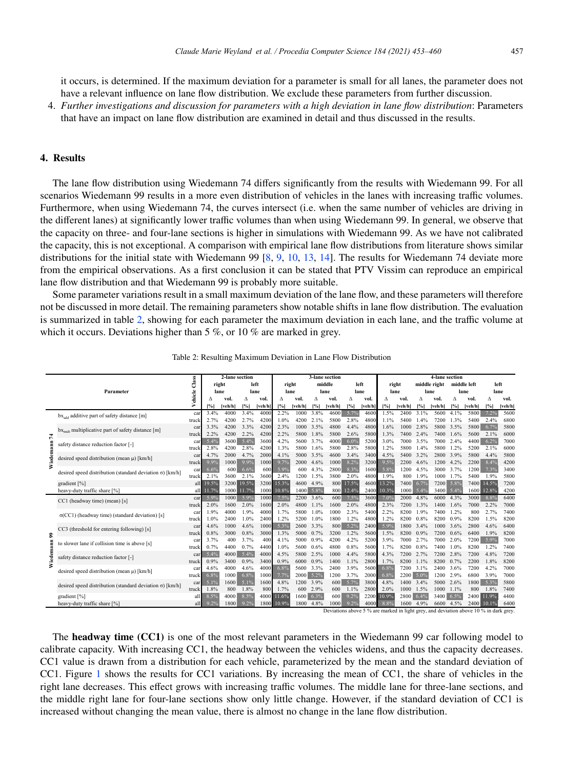it occurs, is determined. If the maximum deviation for a parameter is small for all lanes, the parameter does not have a relevant influence on lane flow distribution. We exclude these parameters from further discussion.

4. *Further investigations and discussion for parameters with a high deviation in lane flow distribution*: Parameters that have an impact on lane flow distribution are examined in detail and thus discussed in the results.

## 4. Results

The lane flow distribution using Wiedemann 74 differs significantly from the results with Wiedemann 99. For all scenarios Wiedemann 99 results in a more even distribution of vehicles in the lanes with increasing traffic volumes. Furthermore, when using Wiedemann 74, the curves intersect (i.e. when the same number of vehicles are driving in the different lanes) at significantly lower traffic volumes than when using Wiedemann 99. In general, we observe that the capacity on three- and four-lane sections is higher in simulations with Wiedemann 99. As we have not calibrated the capacity, this is not exceptional. A comparison with empirical lane flow distributions from literature shows similar distributions for the initial state with Wiedemann 99 [8, 9, 10, 13, 14]. The results for Wiedemann 74 deviate more from the empirical observations. As a first conclusion it can be stated that PTV Vissim can reproduce an empirical lane flow distribution and that Wiedemann 99 is probably more suitable.

Some parameter variations result in a small maximum deviation of the lane flow, and these parameters will therefore not be discussed in more detail. The remaining parameters show notable shifts in lane flow distribution. The evaluation is summarized in table 2, showing for each parameter the maximum deviation in each lane, and the traffic volume at which it occurs. Deviations higher than 5 %, or 10 % are marked in grey.

Table 2: Resulting Maximum Deviation in Lane Flow Distribution

| Model | Parameter | Vehicle Class | 2-lane section | | | | 3-lane section | | | | | | 4-lane section | | | | | | | |
|---|---|---|---|---|---|---|---|---|---|---|---|---|---|---|---|---|---|---|---|---|
| | | | right lane | | left lane | | right lane | | middle lane | | left lane | | right lane | | middle right lane | | middle left lane | | left lane | |
| | | | Δ [%] | vol. [veh/h] | Δ [%] | vol. [veh/h] | Δ [%] | vol. [veh/h] | Δ [%] | vol. [veh/h] | Δ [%] | vol. [veh/h] | Δ [%] | vol. [veh/h] | Δ [%] | vol. [veh/h] | Δ [%] | vol. [veh/h] | Δ [%] | vol. [veh/h] |
| Wiedemann 74 | $bx_{add}$ additive part of safety distance [m] | car | 3.4% | 4000 | 3.4% | 4000 | 2.2% | 1000 | 3.8% | 4600 | 5.7% | 4600 | 1.5% | 2400 | 3.1% | 5600 | 4.1% | 5800 | 7.2% | 5600 |
| | | truck | 2.7% | 4200 | 2.7% | 4200 | 1.0% | 4200 | 2.1% | 5800 | 2.8% | 4800 | 1.1% | 5400 | 1.4% | 7200 | 1.3% | 5400 | 2.4% | 6800 |
| | $bx_{mult}$ multiplicative part of safety distance [m] | car | 3.3% | 4200 | 3.3% | 4200 | 2.3% | 1000 | 3.5% | 4800 | 4.4% | 4800 | 1.6% | 1000 | 2.8% | 5800 | 3.5% | 5800 | 6.7% | 5800 |
| | | truck | 2.2% | 4200 | 2.2% | 4200 | 2.2% | 5800 | 1.8% | 5800 | 2.6% | 5800 | 1.3% | 7400 | 2.4% | 7400 | 1.6% | 5600 | 2.1% | 6000 |
| | safety distance reduction factor [-] | car | 5.4% | 3600 | 5.4% | 3600 | 4.2% | 5600 | 3.7% | 4000 | 6.0% | 5200 | 3.0% | 7000 | 3.5% | 7000 | 2.4% | 4400 | 6.2% | 7000 |
| | | truck | 2.8% | 4200 | 2.8% | 4200 | 1.3% | 5800 | 1.6% | 5800 | 2.8% | 5800 | 1.2% | 5800 | 1.4% | 5800 | 1.2% | 5200 | 2.1% | 6000 |
| | desired speed distribution (mean μ) [km/h] | car | 4.7% | 2000 | 4.7% | 2000 | 4.1% | 5000 | 3.5% | 4600 | 3.4% | 3400 | 4.5% | 5400 | 3.2% | 2800 | 3.9% | 5800 | 4.4% | 5800 |
| | | truck | 9.9% | 1000 | 9.9% | 1000 | 9.7% | 2000 | 4.6% | 1000 | 8.2% | 3200 | 9.5% | 2200 | 4.6% | 1200 | 4.2% | 2200 | 8.4% | 4200 |
| | desired speed distribution (standard deviation σ) [km/h] | car | 6.6% | 600 | 6.6% | 600 | 5.9% | 600 | 4.3% | 2800 | 8.3% | 1600 | 5.8% | 1200 | 4.5% | 3000 | 3.7% | 1200 | 7.3% | 3400 |
| | | truck | 2.1% | 3600 | 2.1% | 3600 | 2.4% | 1200 | 1.5% | 3800 | 2.0% | 4800 | 1.9% | 800 | 1.9% | 1000 | 1.7% | 5400 | 1.9% | 5800 |
| | gradient [%] | all | 19.5% | 3200 | 19.5% | 3200 | 15.3% | 4600 | 4.9% | 800 | 17.5% | 4600 | 13.2% | 7400 | 6.7% | 7200 | 5.8% | 7400 | 14.5% | 7200 |
| | heavy-duty traffic share [%] | all | 11.7% | 1000 | 11.7% | 1000 | 10.8% | 1400 | 5.8% | 800 | 12.4% | 2400 | 10.3% | 1000 | 5.4% | 3400 | 5.4% | 1600 | 12.8% | 4200 |
| Wiedemann 99 | CC1 (headway time) (mean) [s] | car | 5.9% | 1000 | 5.9% | 1000 | 7.5% | 2200 | 3.6% | 600 | 7.5% | 3600 | 7.0% | 2000 | 4.8% | 6000 | 4.3% | 3000 | 8.8% | 6400 |
| | | truck | 2.0% | 1600 | 2.0% | 1600 | 2.0% | 4800 | 1.1% | 1600 | 2.0% | 4800 | 2.3% | 7200 | 1.3% | 1400 | 1.6% | 7000 | 2.2% | 7000 |
| | σ(CC1) (headway time) (standard deviation) [s] | car | 1.9% | 4000 | 1.9% | 4000 | 1.7% | 5800 | 1.0% | 1000 | 2.3% | 5400 | 2.2% | 8200 | 1.9% | 7400 | 1.2% | 800 | 2.7% | 7400 |
| | | truck | 1.0% | 2400 | 1.0% | 2400 | 1.2% | 5200 | 1.0% | 1800 | 1.2% | 4800 | 1.2% | 8200 | 0.8% | 8200 | 0.9% | 8200 | 1.5% | 8200 |
| | CC3 (threshold for entering following) [s] | car | 4.6% | 1000 | 4.6% | 1000 | 5.3% | 2600 | 3.3% | 800 | 5.2% | 2400 | 5.9% | 1800 | 3.4% | 1000 | 3.6% | 2800 | 4.6% | 6400 |
| | | truck | 0.8% | 3000 | 0.8% | 3000 | 1.3% | 5000 | 0.7% | 3200 | 1.2% | 5600 | 1.5% | 8200 | 0.9% | 7200 | 0.6% | 6400 | 1.9% | 8200 |
| | to slower lane if collision time is above [s] | car | 3.7% | 400 | 3.7% | 400 | 4.1% | 5000 | 0.9% | 4200 | 4.2% | 5200 | 3.9% | 7000 | 2.7% | 7000 | 2.0% | 7200 | 5.9% | 7000 |
| | | truck | 0.7% | 4400 | 0.7% | 4400 | 1.0% | 5600 | 0.6% | 4800 | 0.8% | 5600 | 1.7% | 8200 | 0.8% | 7400 | 1.0% | 8200 | 1.2% | 7400 |
| | safety distance reduction factor [-] | car | 5.4% | 4000 | 5.4% | 4000 | 4.5% | 5800 | 2.5% | 1000 | 4.4% | 5800 | 4.3% | 7200 | 2.7% | 7200 | 2.8% | 7200 | 4.8% | 7200 |
| | | truck | 0.9% | 3400 | 0.9% | 3400 | 0.9% | 6000 | 0.9% | 1400 | 1.1% | 2800 | 1.7% | 8200 | 1.1% | 8200 | 0.7% | 2200 | 1.8% | 8200 |
| | desired speed distribution (mean μ) [km/h] | car | 4.6% | 4000 | 4.6% | 4000 | 6.8% | 5600 | 3.3% | 2400 | 3.9% | 5600 | 6.8% | 7200 | 3.1% | 2400 | 3.6% | 7200 | 4.2% | 7000 |
| | | truck | 6.8% | 1000 | 6.8% | 1000 | 7.7% | 2000 | 5.2% | 1200 | 3.7% | 2000 | 6.8% | 2200 | 5.0% | 1200 | 2.9% | 6800 | 3.9% | 7000 |
| | desired speed distribution (standard deviation σ) [km/h] | car | 5.1% | 1600 | 5.1% | 1600 | 4.8% | 1200 | 3.9% | 600 | 5.7% | 3800 | 4.8% | 1400 | 3.4% | 5000 | 2.6% | 1800 | 5.3% | 5800 |
| | | truck | 1.8% | 800 | 1.8% | 800 | 1.7% | 600 | 2.9% | 600 | 1.1% | 2800 | 2.0% | 1000 | 1.5% | 1000 | 1.1% | 800 | 1.8% | 7400 |
| | gradient [%] | all | 8.5% | 4000 | 8.5% | 4000 | 11.6% | 1600 | 6.3% | 600 | 9.2% | 2200 | 10.9% | 2800 | 6.4% | 3400 | 6.5% | 2400 | 11.9% | 4400 |
| | heavy-duty traffic share [%] | all | 9.2% | 1800 | 9.2% | 1800 | 10.9% | 1800 | 4.8% | 1000 | 9.2% | 4000 | 8.8% | 1600 | 4.9% | 6600 | 4.5% | 2400 | 10.1% | 6400 |

Deviations above 5 % are marked in light grey, and deviation above 10 % in dark grey.

The **headway time (CC1)** is one of the most relevant parameters in the Wiedemann 99 car following model to calibrate capacity. With increasing CC1, the headway between the vehicles widens, and thus the capacity decreases. CC1 value is drawn from a distribution for each vehicle, parameterized by the mean and the standard deviation of CC1. Figure 1 shows the results for CC1 variations. By increasing the mean of CC1, the share of vehicles in the right lane decreases. This effect grows with increasing traffic volumes. The middle lane for three-lane sections, and the middle right lane for four-lane sections show only little change. However, if the standard deviation of CC1 is increased without changing the mean value, there is almost no change in the lane flow distribution.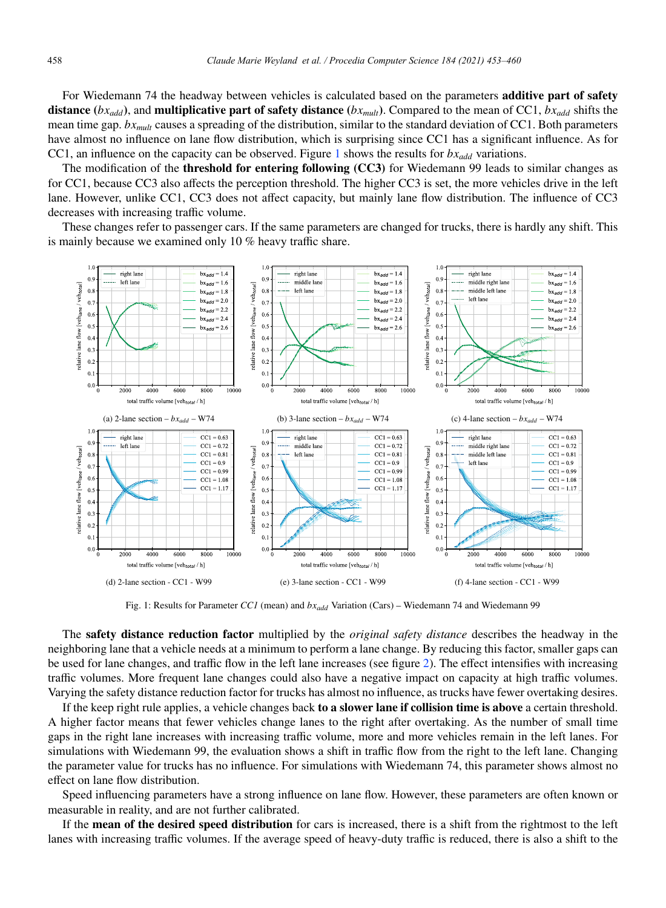For Wiedemann 74 the headway between vehicles is calculated based on the parameters **additive part of safety distance** ($bx_{add}$), and **multiplicative part of safety distance** ($bx_{mult}$). Compared to the mean of CC1, $bx_{add}$ shifts the mean time gap. $bx_{mult}$ causes a spreading of the distribution, similar to the standard deviation of CC1. Both parameters have almost no influence on lane flow distribution, which is surprising since CC1 has a significant influence. As for CC1, an influence on the capacity can be observed. Figure 1 shows the results for $bx_{add}$ variations.

The modification of the **threshold for entering following (CC3)** for Wiedemann 99 leads to similar changes as for CC1, because CC3 also affects the perception threshold. The higher CC3 is set, the more vehicles drive in the left lane. However, unlike CC1, CC3 does not affect capacity, but mainly lane flow distribution. The influence of CC3 decreases with increasing traffic volume.

These changes refer to passenger cars. If the same parameters are changed for trucks, there is hardly any shift. This is mainly because we examined only 10 % heavy traffic share.

(a) 2-lane section – $bx_{add}$ – W74

(b) 3-lane section – $bx_{add}$ – W74

(c) 4-lane section – $bx_{add}$ – W74

(d) 2-lane section - CC1 - W99

(e) 3-lane section - CC1 - W99

(f) 4-lane section - CC1 - W99

Fig. 1: Results for Parameter *CC1* (mean) and $bx_{add}$ Variation (Cars) – Wiedemann 74 and Wiedemann 99

The **safety distance reduction factor** multiplied by the *original safety distance* describes the headway in the neighboring lane that a vehicle needs at a minimum to perform a lane change. By reducing this factor, smaller gaps can be used for lane changes, and traffic flow in the left lane increases (see figure 2). The effect intensifies with increasing traffic volumes. More frequent lane changes could also have a negative impact on capacity at high traffic volumes. Varying the safety distance reduction factor for trucks has almost no influence, as trucks have fewer overtaking desires.

If the keep right rule applies, a vehicle changes back **to a slower lane if collision time is above** a certain threshold. A higher factor means that fewer vehicles change lanes to the right after overtaking. As the number of small time gaps in the right lane increases with increasing traffic volume, more and more vehicles remain in the left lanes. For simulations with Wiedemann 99, the evaluation shows a shift in traffic flow from the right to the left lane. Changing the parameter value for trucks has no influence. For simulations with Wiedemann 74, this parameter shows almost no effect on lane flow distribution.

Speed influencing parameters have a strong influence on lane flow. However, these parameters are often known or measurable in reality, and are not further calibrated.

If the **mean of the desired speed distribution** for cars is increased, there is a shift from the rightmost to the left lanes with increasing traffic volumes. If the average speed of heavy-duty traffic is reduced, there is also a shift to the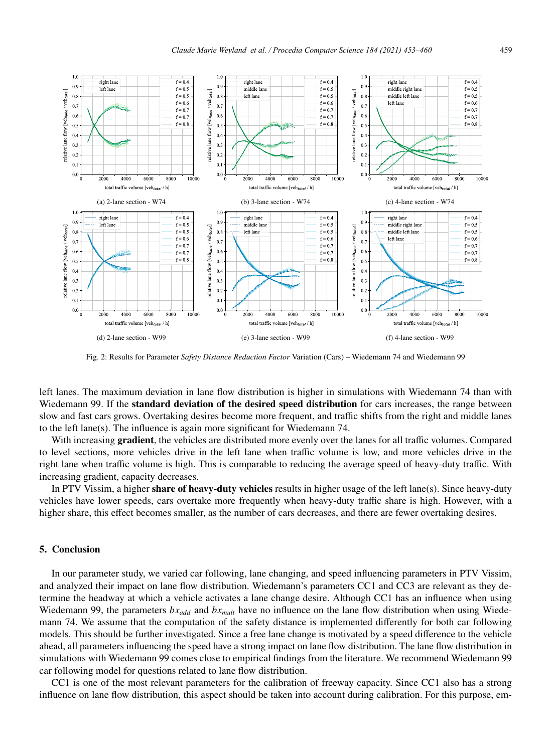Fig. 2: Results for Parameter *Safety Distance Reduction Factor* Variation (Cars) – Wiedemann 74 and Wiedemann 99

(a) 2-lane section - W74

(b) 3-lane section - W74

(c) 4-lane section - W74

(d) 2-lane section - W99

(e) 3-lane section - W99

(f) 4-lane section - W99

left lanes. The maximum deviation in lane flow distribution is higher in simulations with Wiedemann 74 than with Wiedemann 99. If the **standard deviation of the desired speed distribution** for cars increases, the range between slow and fast cars grows. Overtaking desires become more frequent, and traffic shifts from the right and middle lanes to the left lane(s). The influence is again more significant for Wiedemann 74.

With increasing **gradient**, the vehicles are distributed more evenly over the lanes for all traffic volumes. Compared to level sections, more vehicles drive in the left lane when traffic volume is low, and more vehicles drive in the right lane when traffic volume is high. This is comparable to reducing the average speed of heavy-duty traffic. With increasing gradient, capacity decreases.

In PTV Vissim, a higher **share of heavy-duty vehicles** results in higher usage of the left lane(s). Since heavy-duty vehicles have lower speeds, cars overtake more frequently when heavy-duty traffic share is high. However, with a higher share, this effect becomes smaller, as the number of cars decreases, and there are fewer overtaking desires.

## 5. Conclusion

In our parameter study, we varied car following, lane changing, and speed influencing parameters in PTV Vissim, and analyzed their impact on lane flow distribution. Wiedemann's parameters CC1 and CC3 are relevant as they determine the headway at which a vehicle activates a lane change desire. Although CC1 has an influence when using Wiedemann 99, the parameters $bx_{add}$ and $bx_{mult}$ have no influence on the lane flow distribution when using Wiedemann 74. We assume that the computation of the safety distance is implemented differently for both car following models. This should be further investigated. Since a free lane change is motivated by a speed difference to the vehicle ahead, all parameters influencing the speed have a strong impact on lane flow distribution. The lane flow distribution in simulations with Wiedemann 99 comes close to empirical findings from the literature. We recommend Wiedemann 99 car following model for questions related to lane flow distribution.

CC1 is one of the most relevant parameters for the calibration of freeway capacity. Since CC1 also has a strong influence on lane flow distribution, this aspect should be taken into account during calibration. For this purpose, em-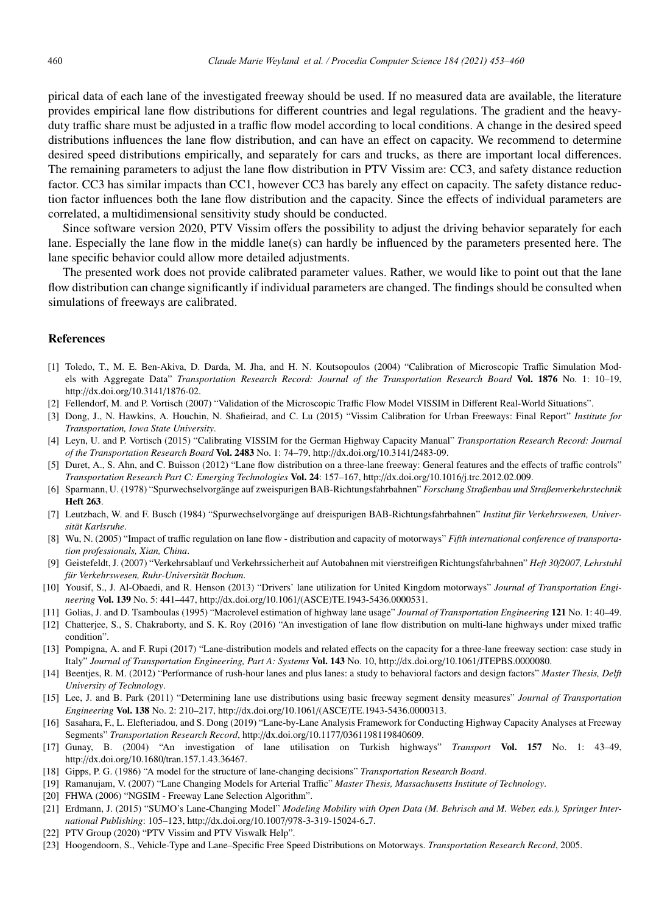pirical data of each lane of the investigated freeway should be used. If no measured data are available, the literature provides empirical lane flow distributions for different countries and legal regulations. The gradient and the heavy-duty traffic share must be adjusted in a traffic flow model according to local conditions. A change in the desired speed distributions influences the lane flow distribution, and can have an effect on capacity. We recommend to determine desired speed distributions empirically, and separately for cars and trucks, as there are important local differences. The remaining parameters to adjust the lane flow distribution in PTV Vissim are: CC3, and safety distance reduction factor. CC3 has similar impacts than CC1, however CC3 has barely any effect on capacity. The safety distance reduction factor influences both the lane flow distribution and the capacity. Since the effects of individual parameters are correlated, a multidimensional sensitivity study should be conducted.

Since software version 2020, PTV Vissim offers the possibility to adjust the driving behavior separately for each lane. Especially the lane flow in the middle lane(s) can hardly be influenced by the parameters presented here. The lane specific behavior could allow more detailed adjustments.

The presented work does not provide calibrated parameter values. Rather, we would like to point out that the lane flow distribution can change significantly if individual parameters are changed. The findings should be consulted when simulations of freeways are calibrated.

## References

[1] Toledo, T., M. E. Ben-Akiva, D. Darda, M. Jha, and H. N. Koutsopoulos (2004) "Calibration of Microscopic Traffic Simulation Models with Aggregate Data" *Transportation Research Record: Journal of the Transportation Research Board* **Vol. 1876** No. 1: 10–19, http://dx.doi.org/10.3141/1876-02.

[2] Fellendorf, M. and P. Vortisch (2007) "Validation of the Microscopic Traffic Flow Model VISSIM in Different Real-World Situations".

[3] Dong, J., N. Hawkins, A. Houchin, N. Shafieirad, and C. Lu (2015) "Vissim Calibration for Urban Freeways: Final Report" *Institute for Transportation, Iowa State University*.

[4] Leyn, U. and P. Vortisch (2015) "Calibrating VISSIM for the German Highway Capacity Manual" *Transportation Research Record: Journal of the Transportation Research Board* **Vol. 2483** No. 1: 74–79, http://dx.doi.org/10.3141/2483-09.

[5] Duret, A., S. Ahn, and C. Buisson (2012) "Lane flow distribution on a three-lane freeway: General features and the effects of traffic controls" *Transportation Research Part C: Emerging Technologies* **Vol. 24**: 157–167, http://dx.doi.org/10.1016/j.trc.2012.02.009.

[6] Sparmann, U. (1978) "Spurwechselvorgänge auf zweispurigen BAB-Richtungsfahrbahnen" *Forschung Straßenbau und Straßenverkehrstechnik* **Heft 263**.

[7] Leutzbach, W. and F. Busch (1984) "Spurwechselvorgänge auf dreispurigen BAB-Richtungsfahrbahnen" *Institut für Verkehrswesen, Universität Karlsruhe*.

[8] Wu, N. (2005) "Impact of traffic regulation on lane flow - distribution and capacity of motorways" *Fifth international conference of transportation professionals, Xian, China*.

[9] Geistefeldt, J. (2007) "Verkehrsablauf und Verkehrssicherheit auf Autobahnen mit vierstreifigen Richtungsfahrbahnen" *Heft 30/2007, Lehrstuhl für Verkehrswesen, Ruhr-Universität Bochum*.

[10] Yousif, S., J. Al-Obaedi, and R. Henson (2013) "Drivers' lane utilization for United Kingdom motorways" *Journal of Transportation Engineering* **Vol. 139** No. 5: 441–447, http://dx.doi.org/10.1061/(ASCE)TE.1943-5436.0000531.

[11] Golias, J. and D. Tsamboulas (1995) "Macrolevel estimation of highway lane usage" *Journal of Transportation Engineering* **121** No. 1: 40–49.

[12] Chatterjee, S., S. Chakraborty, and S. K. Roy (2016) "An investigation of lane flow distribution on multi-lane highways under mixed traffic condition".

[13] Pompigna, A. and F. Rupi (2017) "Lane-distribution models and related effects on the capacity for a three-lane freeway section: case study in Italy" *Journal of Transportation Engineering, Part A: Systems* **Vol. 143** No. 10, http://dx.doi.org/10.1061/JTEPBS.0000080.

[14] Beentjes, R. M. (2012) "Performance of rush-hour lanes and plus lanes: a study to behavioral factors and design factors" *Master Thesis, Delft University of Technology*.

[15] Lee, J. and B. Park (2011) "Determining lane use distributions using basic freeway segment density measures" *Journal of Transportation Engineering* **Vol. 138** No. 2: 210–217, http://dx.doi.org/10.1061/(ASCE)TE.1943-5436.0000313.

[16] Sasahara, F., L. Elefteriadou, and S. Dong (2019) "Lane-by-Lane Analysis Framework for Conducting Highway Capacity Analyses at Freeway Segments" *Transportation Research Record*, http://dx.doi.org/10.1177/0361198119840609.

[17] Gunay, B. (2004) "An investigation of lane utilisation on Turkish highways" *Transport* **Vol. 157** No. 1: 43–49, http://dx.doi.org/10.1680/tran.157.1.43.36467.

[18] Gipps, P. G. (1986) "A model for the structure of lane-changing decisions" *Transportation Research Board*.

[19] Ramanujam, V. (2007) "Lane Changing Models for Arterial Traffic" *Master Thesis, Massachusetts Institute of Technology*.

[20] FHWA (2006) "NGSIM - Freeway Lane Selection Algorithm".

[21] Erdmann, J. (2015) "SUMO's Lane-Changing Model" *Modeling Mobility with Open Data (M. Behrisch and M. Weber, eds.), Springer International Publishing*: 105–123, http://dx.doi.org/10.1007/978-3-319-15024-6_7.

[22] PTV Group (2020) "PTV Vissim and PTV Viswalk Help".

[23] Hoogendoorn, S., Vehicle-Type and Lane–Specific Free Speed Distributions on Motorways. *Transportation Research Record*, 2005.